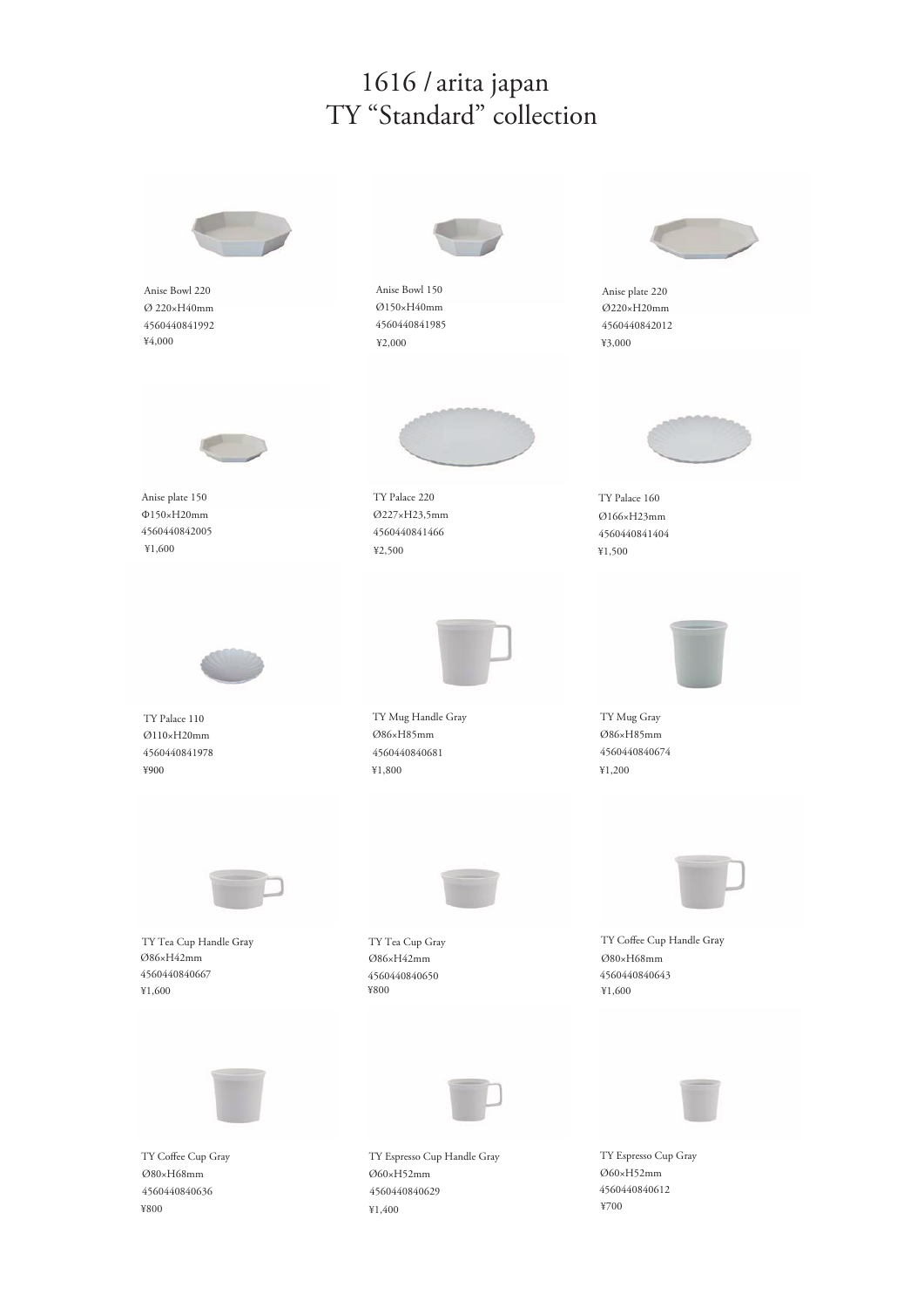# 1616 / arita japan
# TY “Standard” collection

Anise Bowl 220
Ø 220×H40mm
4560440841992
¥4,000

Anise Bowl 150
Ø150×H40mm
4560440841985
¥2,000

Anise plate 220
Ø220×H20mm
4560440842012
¥3,000

Anise plate 150
Φ150×H20mm
4560440842005
¥1,600

TY Palace 220
Ø227×H23,5mm
4560440841466
¥2,500

TY Palace 160
Ø166×H23mm
4560440841404
¥1,500

TY Palace 110
Ø110×H20mm
4560440841978
¥900

TY Mug Handle Gray
Ø86×H85mm
4560440840681
¥1,800

TY Mug Gray
Ø86×H85mm
4560440840674
¥1,200

TY Tea Cup Handle Gray
Ø86×H42mm
4560440840667
¥1,600

TY Tea Cup Gray
Ø86×H42mm
4560440840650
¥800

TY Coffee Cup Handle Gray
Ø80×H68mm
4560440840643
¥1,600

TY Coffee Cup Gray
Ø80×H68mm
4560440840636
¥800

TY Espresso Cup Handle Gray
Ø60×H52mm
4560440840629
¥1,400

TY Espresso Cup Gray
Ø60×H52mm
4560440840612
¥700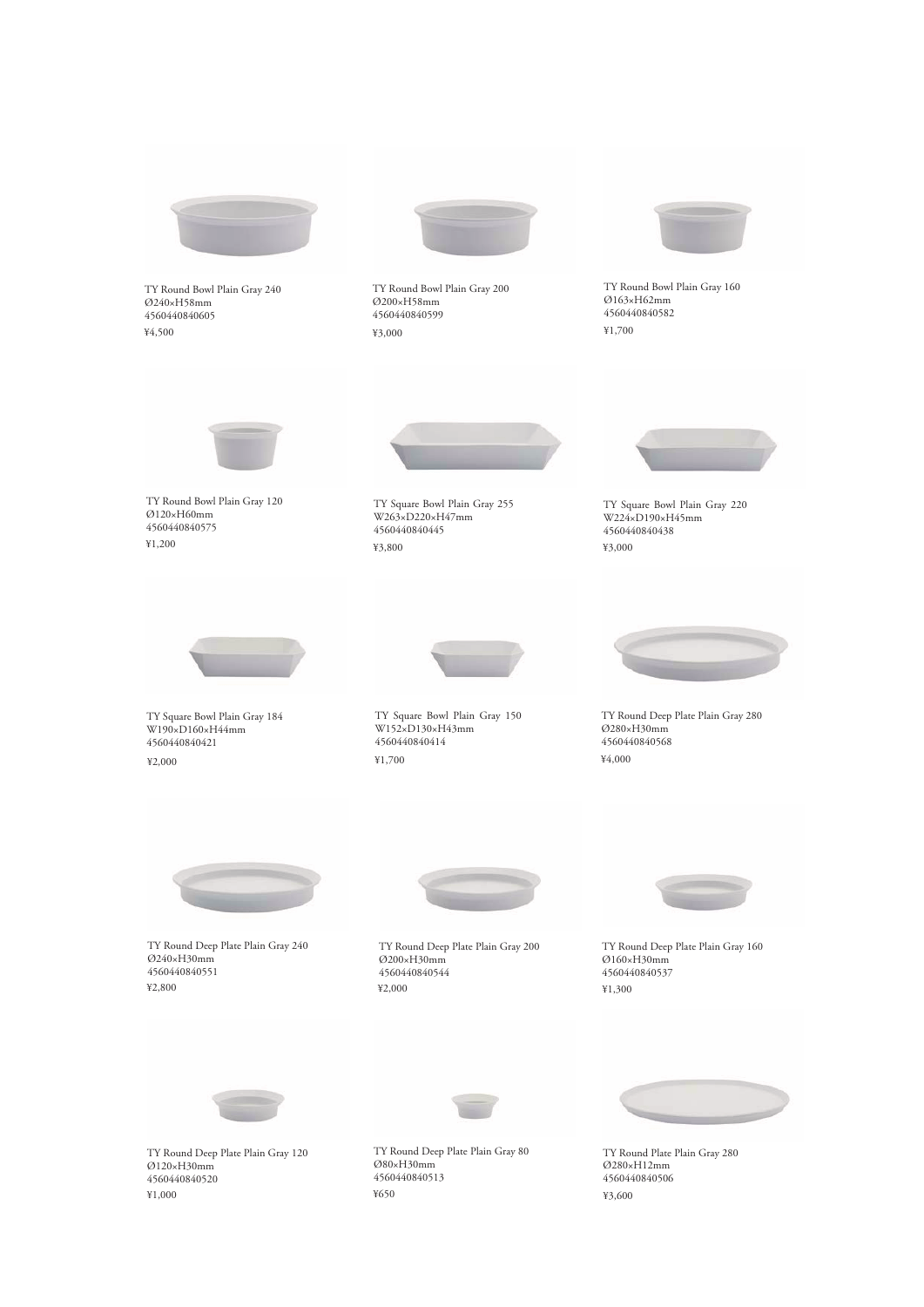TY Round Bowl Plain Gray 240
Ø240×H58mm
4560440840605
¥4,500

TY Round Bowl Plain Gray 200
Ø200×H58mm
4560440840599
¥3,000

TY Round Bowl Plain Gray 160
Ø163×H62mm
4560440840582
¥1,700

TY Round Bowl Plain Gray 120
Ø120×H60mm
4560440840575
¥1,200

TY Square Bowl Plain Gray 255
W263×D220×H47mm
4560440840445
¥3,800

TY Square Bowl Plain Gray 220
W224×D190×H45mm
4560440840438
¥3,000

TY Square Bowl Plain Gray 184
W190×D160×H44mm
4560440840421
¥2,000

TY Square Bowl Plain Gray 150
W152×D130×H43mm
4560440840414
¥1,700

TY Round Deep Plate Plain Gray 280
Ø280×H30mm
4560440840568
¥4,000

TY Round Deep Plate Plain Gray 240
Ø240×H30mm
4560440840551
¥2,800

TY Round Deep Plate Plain Gray 200
Ø200×H30mm
4560440840544
¥2,000

TY Round Deep Plate Plain Gray 160
Ø160×H30mm
4560440840537
¥1,300

TY Round Deep Plate Plain Gray 120
Ø120×H30mm
4560440840520
¥1,000

TY Round Deep Plate Plain Gray 80
Ø80×H30mm
4560440840513
¥650

TY Round Plate Plain Gray 280
Ø280×H12mm
4560440840506
¥3,600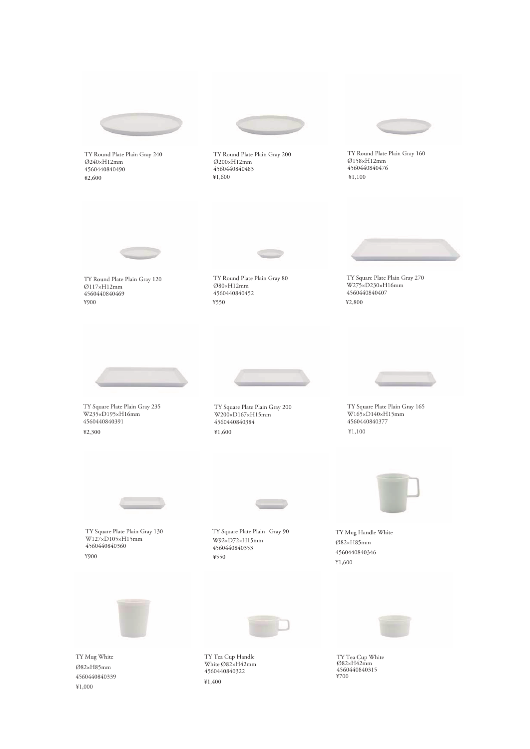TY Round Plate Plain Gray 240
Ø240×H12mm
4560440840490
¥2,600

TY Round Plate Plain Gray 200
Ø200×H12mm
4560440840483
¥1,600

TY Round Plate Plain Gray 160
Ø158×H12mm
4560440840476
¥1,100

TY Round Plate Plain Gray 120
Ø117×H12mm
4560440840469
¥900

TY Round Plate Plain Gray 80
Ø80×H12mm
4560440840452
¥550

TY Square Plate Plain Gray 270
W275×D230×H16mm
4560440840407
¥2,800

TY Square Plate Plain Gray 235
W235×D195×H16mm
4560440840391
¥2,300

TY Square Plate Plain Gray 200
W200×D167×H15mm
4560440840384
¥1,600

TY Square Plate Plain Gray 165
W165×D140×H15mm
4560440840377
¥1,100

TY Square Plate Plain Gray 130
W127×D105×H15mm
4560440840360
¥900

TY Square Plate Plain Gray 90
W92×D72×H15mm
4560440840353
¥550

TY Mug Handle White
Ø82×H85mm
4560440840346
¥1,600

TY Mug White
Ø82×H85mm
4560440840339
¥1,000

TY Tea Cup Handle
White Ø82×H42mm
4560440840322
¥1,400

TY Tea Cup White
Ø82×H42mm
4560440840315
¥700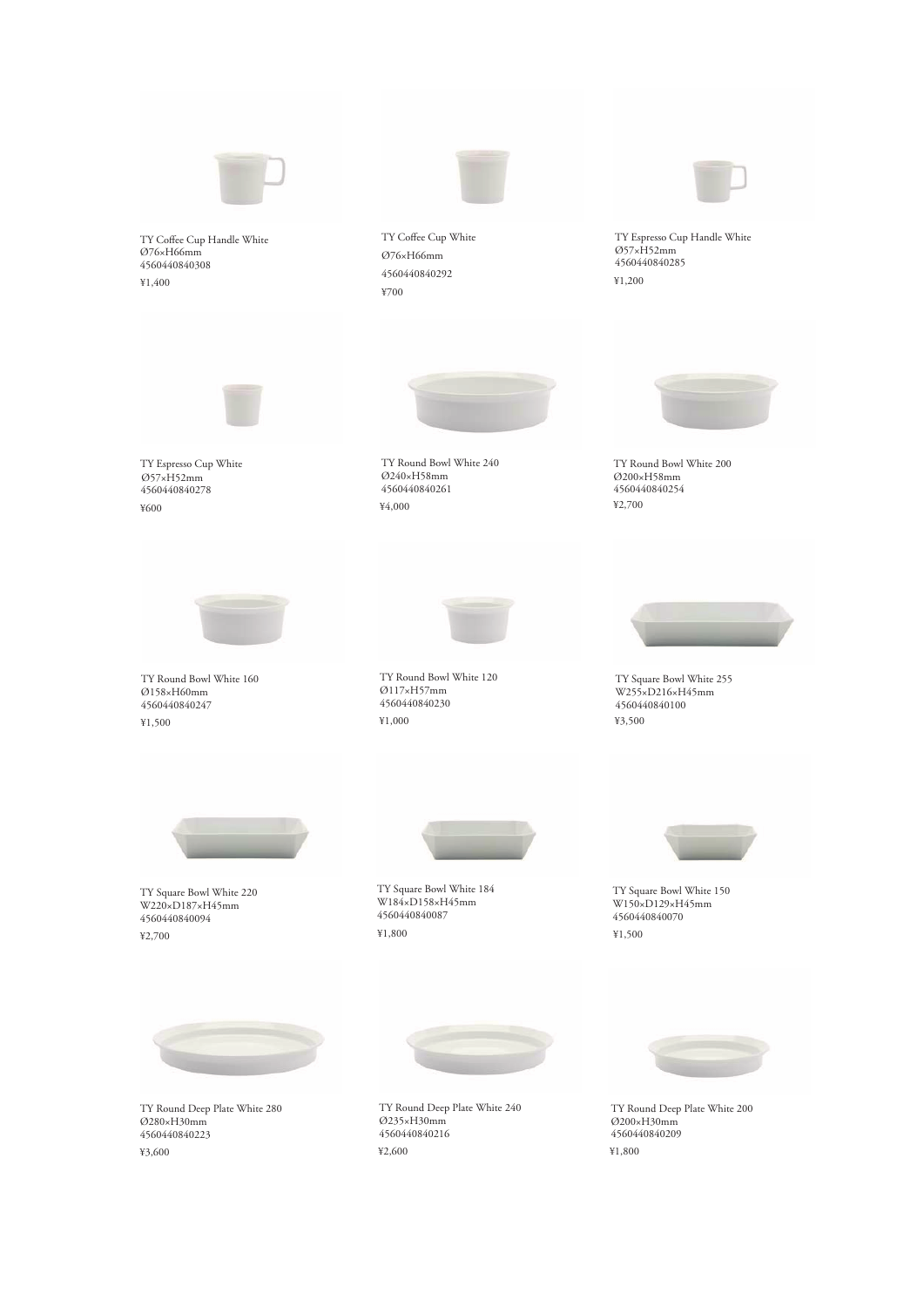TY Coffee Cup Handle White
Ø76×H66mm
4560440840308
¥1,400

TY Coffee Cup White
Ø76×H66mm
4560440840292
¥700

TY Espresso Cup Handle White
Ø57×H52mm
4560440840285
¥1,200

TY Espresso Cup White
Ø57×H52mm
4560440840278
¥600

TY Round Bowl White 240
Ø240×H58mm
4560440840261
¥4,000

TY Round Bowl White 200
Ø200×H58mm
4560440840254
¥2,700

TY Round Bowl White 160
Ø158×H60mm
4560440840247
¥1,500

TY Round Bowl White 120
Ø117×H57mm
4560440840230
¥1,000

TY Square Bowl White 255
W255×D216×H45mm
4560440840100
¥3,500

TY Square Bowl White 220
W220×D187×H45mm
4560440840094
¥2,700

TY Square Bowl White 184
W184×D158×H45mm
4560440840087
¥1,800

TY Square Bowl White 150
W150×D129×H45mm
4560440840070
¥1,500

TY Round Deep Plate White 280
Ø280×H30mm
4560440840223
¥3,600

TY Round Deep Plate White 240
Ø235×H30mm
4560440840216
¥2,600

TY Round Deep Plate White 200
Ø200×H30mm
4560440840209
¥1,800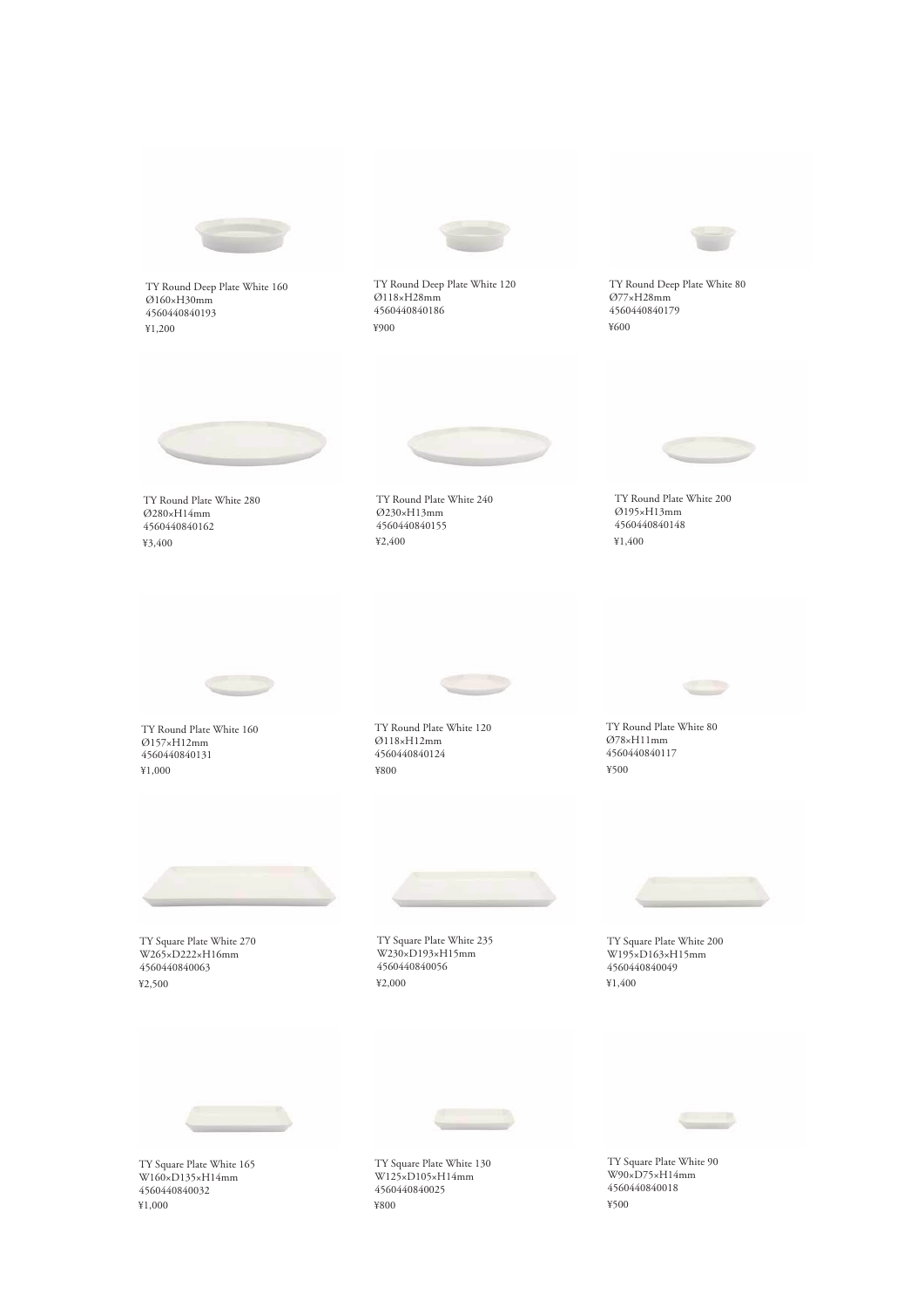TY Round Deep Plate White 160
Ø160×H30mm
4560440840193
¥1,200

TY Round Deep Plate White 120
Ø118×H28mm
4560440840186
¥900

TY Round Deep Plate White 80
Ø77×H28mm
4560440840179
¥600

TY Round Plate White 280
Ø280×H14mm
4560440840162
¥3,400

TY Round Plate White 240
Ø230×H13mm
4560440840155
¥2,400

TY Round Plate White 200
Ø195×H13mm
4560440840148
¥1,400

TY Round Plate White 160
Ø157×H12mm
4560440840131
¥1,000

TY Round Plate White 120
Ø118×H12mm
4560440840124
¥800

TY Round Plate White 80
Ø78×H11mm
4560440840117
¥500

TY Square Plate White 270
W265×D222×H16mm
4560440840063
¥2,500

TY Square Plate White 235
W230×D193×H15mm
4560440840056
¥2,000

TY Square Plate White 200
W195×D163×H15mm
4560440840049
¥1,400

TY Square Plate White 165
W160×D135×H14mm
4560440840032
¥1,000

TY Square Plate White 130
W125×D105×H14mm
4560440840025
¥800

TY Square Plate White 90
W90×D75×H14mm
4560440840018
¥500